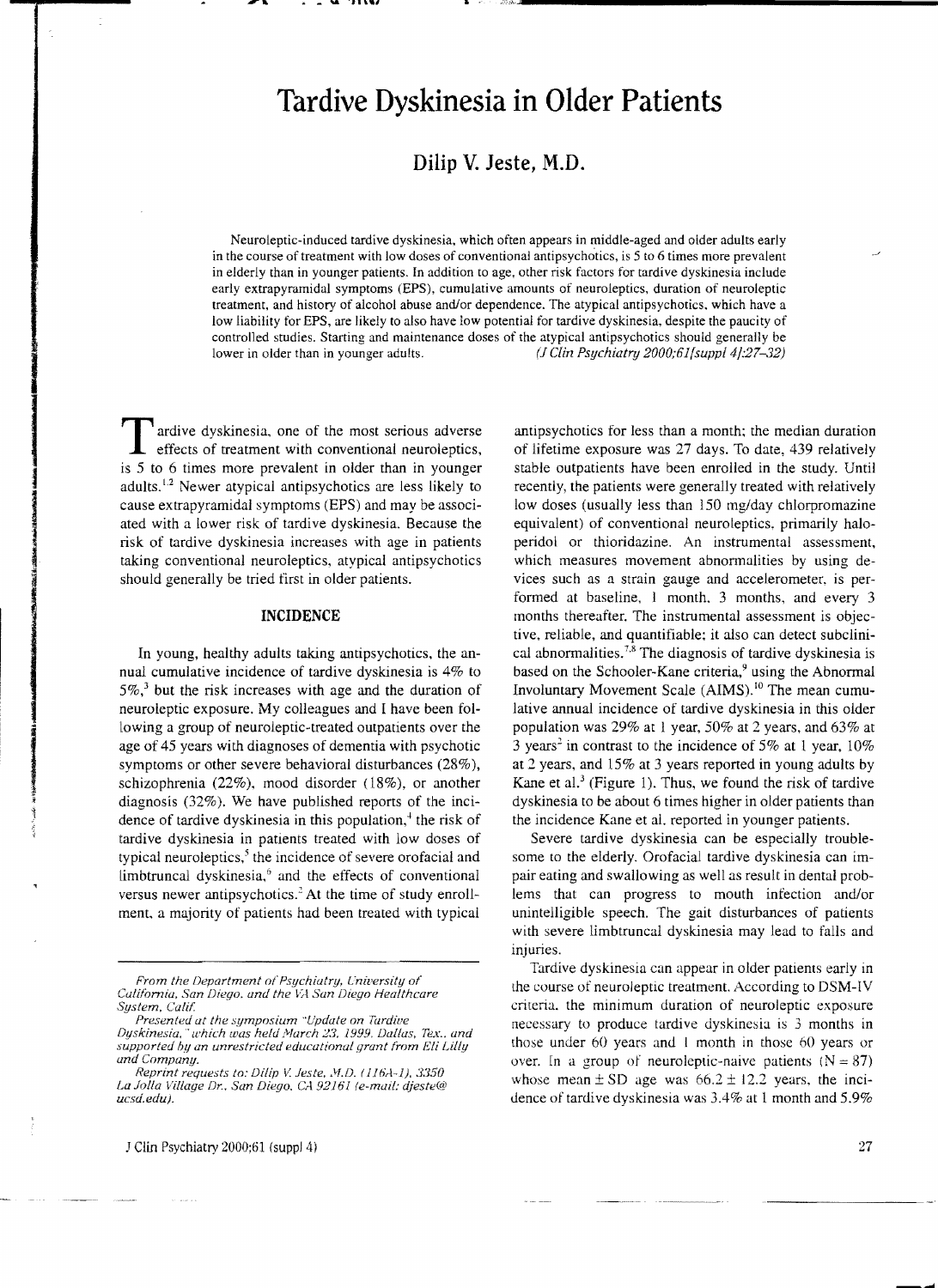# Tardive Dyskinesia in Older Patients

## Dilip V. Jeste, M.D.

Neuroleptic-induced tardive dyskinesia, which often appears in middle-aged and older adults early in the course of treatment with low doses of conventional antipsychotics, is 5 to 6 times more prevalent in elderly than in younger patients. In addition to age, other risk factors for tardive dyskinesia include early extrapyramidal symptoms (EPS), cumulative amounts of neuroleptics, duration of neuroleptic treatment, and history of alcohol abuse and/or dependence. The atypical antipsychotics, which have a low liability for EPS, are likely to also have low potential for tardive dyskinesia, despite the paucity of controlled studies. Starting and maintenance doses of the atypical antipsychotics should generally be lower in older than in younger adults. *(J Clin Psychiatry 2000;61[suppl 4]:27–32)*

Tardive dyskinesia, one of the most serious adverse effects of treatment with conventional neuroleptics, is 5 to 6 times more prevalent in older than in younger adults.[1,2] Newer atypical antipsychotics are less likely to cause extrapyramidal symptoms (EPS) and may be associated with a lower risk of tardive dyskinesia. Because the risk of tardive dyskinesia increases with age in patients taking conventional neuroleptics, atypical antipsychotics should generally be tried first in older patients.

## INCIDENCE

In young, healthy adults taking antipsychotics, the annual cumulative incidence of tardive dyskinesia is 4% to 5%,[3] but the risk increases with age and the duration of neuroleptic exposure. My colleagues and I have been following a group of neuroleptic-treated outpatients over the age of 45 years with diagnoses of dementia with psychotic symptoms or other severe behavioral disturbances (28%), schizophrenia (22%), mood disorder (18%), or another diagnosis (32%). We have published reports of the incidence of tardive dyskinesia in this population,[4] the risk of tardive dyskinesia in patients treated with low doses of typical neuroleptics,[5] the incidence of severe orofacial and limbtruncal dyskinesia,[6] and the effects of conventional versus newer antipsychotics.[2] At the time of study enrollment, a majority of patients had been treated with typical antipsychotics for less than a month; the median duration of lifetime exposure was 27 days. To date, 439 relatively stable outpatients have been enrolled in the study. Until recently, the patients were generally treated with relatively low doses (usually less than 150 mg/day chlorpromazine equivalent) of conventional neuroleptics, primarily haloperidol or thioridazine. An instrumental assessment, which measures movement abnormalities by using devices such as a strain gauge and accelerometer, is performed at baseline, 1 month, 3 months, and every 3 months thereafter. The instrumental assessment is objective, reliable, and quantifiable; it also can detect subclinical abnormalities.[7,8] The diagnosis of tardive dyskinesia is based on the Schooler-Kane criteria,[9] using the Abnormal Involuntary Movement Scale (AIMS).[10] The mean cumulative annual incidence of tardive dyskinesia in this older population was 29% at 1 year, 50% at 2 years, and 63% at 3 years[2] in contrast to the incidence of 5% at 1 year, 10% at 2 years, and 15% at 3 years reported in young adults by Kane et al.[3] (Figure 1). Thus, we found the risk of tardive dyskinesia to be about 6 times higher in older patients than the incidence Kane et al. reported in younger patients.

Severe tardive dyskinesia can be especially troublesome to the elderly. Orofacial tardive dyskinesia can impair eating and swallowing as well as result in dental problems that can progress to mouth infection and/or unintelligible speech. The gait disturbances of patients with severe limbtruncal dyskinesia may lead to falls and injuries.

Tardive dyskinesia can appear in older patients early in the course of neuroleptic treatment. According to DSM-IV criteria, the minimum duration of neuroleptic exposure necessary to produce tardive dyskinesia is 3 months in those under 60 years and 1 month in those 60 years or over. In a group of neuroleptic-naive patients (N = 87) whose mean ± SD age was 66.2 ± 12.2 years, the incidence of tardive dyskinesia was 3.4% at 1 month and 5.9%

*From the Department of Psychiatry, University of California, San Diego, and the VA San Diego Healthcare System, Calif.*

*Presented at the symposium "Update on Tardive Dyskinesia," which was held March 23, 1999, Dallas, Tex., and supported by an unrestricted educational grant from Eli Lilly and Company.*

*Reprint requests to: Dilip V. Jeste, M.D. (116A-1), 3350 La Jolla Village Dr., San Diego, CA 92161 (e-mail: djeste@ucsd.edu).*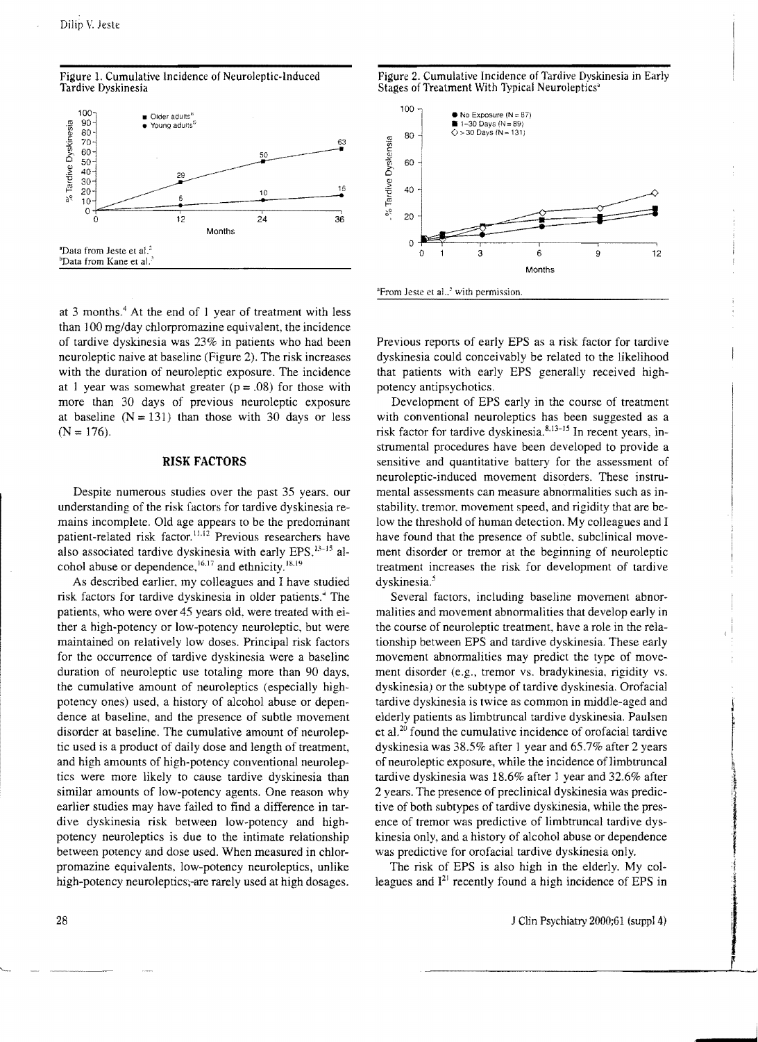Figure 1. Cumulative Incidence of Neuroleptic-Induced Tardive Dyskinesia

[a]Data from Jeste et al.[2]
[b]Data from Kane et al.[3]

Figure 2. Cumulative Incidence of Tardive Dyskinesia in Early Stages of Treatment With Typical Neuroleptics[a]

[a]From Jeste et al.,[5] with permission.

at 3 months.[4] At the end of 1 year of treatment with less than 100 mg/day chlorpromazine equivalent, the incidence of tardive dyskinesia was 23% in patients who had been neuroleptic naive at baseline (Figure 2). The risk increases with the duration of neuroleptic exposure. The incidence at 1 year was somewhat greater ($p = .08$) for those with more than 30 days of previous neuroleptic exposure at baseline ($N = 131$) than those with 30 days or less ($N = 176$).

## RISK FACTORS

Despite numerous studies over the past 35 years, our understanding of the risk factors for tardive dyskinesia remains incomplete. Old age appears to be the predominant patient-related risk factor.[11,12] Previous researchers have also associated tardive dyskinesia with early EPS,[13–15] alcohol abuse or dependence,[16,17] and ethnicity.[18,19]

As described earlier, my colleagues and I have studied risk factors for tardive dyskinesia in older patients.[4] The patients, who were over 45 years old, were treated with either a high-potency or low-potency neuroleptic, but were maintained on relatively low doses. Principal risk factors for the occurrence of tardive dyskinesia were a baseline duration of neuroleptic use totaling more than 90 days, the cumulative amount of neuroleptics (especially high-potency ones) used, a history of alcohol abuse or dependence at baseline, and the presence of subtle movement disorder at baseline. The cumulative amount of neuroleptic used is a product of daily dose and length of treatment, and high amounts of high-potency conventional neuroleptics were more likely to cause tardive dyskinesia than similar amounts of low-potency agents. One reason why earlier studies may have failed to find a difference in tardive dyskinesia risk between low-potency and high-potency neuroleptics is due to the intimate relationship between potency and dose used. When measured in chlorpromazine equivalents, low-potency neuroleptics, unlike high-potency neuroleptics, are rarely used at high dosages.

Previous reports of early EPS as a risk factor for tardive dyskinesia could conceivably be related to the likelihood that patients with early EPS generally received high-potency antipsychotics.

Development of EPS early in the course of treatment with conventional neuroleptics has been suggested as a risk factor for tardive dyskinesia.[8,13–15] In recent years, instrumental procedures have been developed to provide a sensitive and quantitative battery for the assessment of neuroleptic-induced movement disorders. These instrumental assessments can measure abnormalities such as instability, tremor, movement speed, and rigidity that are below the threshold of human detection. My colleagues and I have found that the presence of subtle, subclinical movement disorder or tremor at the beginning of neuroleptic treatment increases the risk for development of tardive dyskinesia.[5]

Several factors, including baseline movement abnormalities and movement abnormalities that develop early in the course of neuroleptic treatment, have a role in the relationship between EPS and tardive dyskinesia. These early movement abnormalities may predict the type of movement disorder (e.g., tremor vs. bradykinesia, rigidity vs. dyskinesia) or the subtype of tardive dyskinesia. Orofacial tardive dyskinesia is twice as common in middle-aged and elderly patients as limbtruncal tardive dyskinesia. Paulsen et al.[20] found the cumulative incidence of orofacial tardive dyskinesia was 38.5% after 1 year and 65.7% after 2 years of neuroleptic exposure, while the incidence of limbtruncal tardive dyskinesia was 18.6% after 1 year and 32.6% after 2 years. The presence of preclinical dyskinesia was predictive of both subtypes of tardive dyskinesia, while the presence of tremor was predictive of limbtruncal tardive dyskinesia only, and a history of alcohol abuse or dependence was predictive for orofacial tardive dyskinesia only.

The risk of EPS is also high in the elderly. My colleagues and I[21] recently found a high incidence of EPS in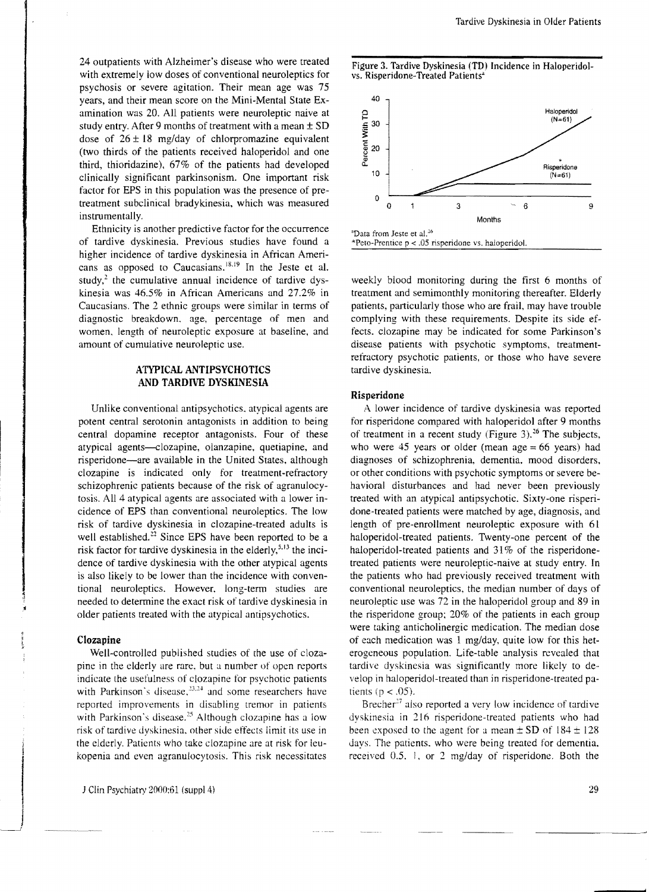24 outpatients with Alzheimer's disease who were treated with extremely low doses of conventional neuroleptics for psychosis or severe agitation. Their mean age was 75 years, and their mean score on the Mini-Mental State Examination was 20. All patients were neuroleptic naive at study entry. After 9 months of treatment with a mean ± SD dose of 26 ± 18 mg/day of chlorpromazine equivalent (two thirds of the patients received haloperidol and one third, thioridazine), 67% of the patients had developed clinically significant parkinsonism. One important risk factor for EPS in this population was the presence of pretreatment subclinical bradykinesia, which was measured instrumentally.

Ethnicity is another predictive factor for the occurrence of tardive dyskinesia. Previous studies have found a higher incidence of tardive dyskinesia in African Americans as opposed to Caucasians.[18,19] In the Jeste et al. study,[2] the cumulative annual incidence of tardive dyskinesia was 46.5% in African Americans and 27.2% in Caucasians. The 2 ethnic groups were similar in terms of diagnostic breakdown, age, percentage of men and women, length of neuroleptic exposure at baseline, and amount of cumulative neuroleptic use.

## ATYPICAL ANTIPSYCHOTICS AND TARDIVE DYSKINESIA

Unlike conventional antipsychotics, atypical agents are potent central serotonin antagonists in addition to being central dopamine receptor antagonists. Four of these atypical agents—clozapine, olanzapine, quetiapine, and risperidone—are available in the United States, although clozapine is indicated only for treatment-refractory schizophrenic patients because of the risk of agranulocytosis. All 4 atypical agents are associated with a lower incidence of EPS than conventional neuroleptics. The low risk of tardive dyskinesia in clozapine-treated adults is well established.[22] Since EPS have been reported to be a risk factor for tardive dyskinesia in the elderly,[5,13] the incidence of tardive dyskinesia with the other atypical agents is also likely to be lower than the incidence with conventional neuroleptics. However, long-term studies are needed to determine the exact risk of tardive dyskinesia in older patients treated with the atypical antipsychotics.

### Clozapine

Well-controlled published studies of the use of clozapine in the elderly are rare, but a number of open reports indicate the usefulness of clozapine for psychotic patients with Parkinson's disease,[23,24] and some researchers have reported improvements in disabling tremor in patients with Parkinson's disease.[25] Although clozapine has a low risk of tardive dyskinesia, other side effects limit its use in the elderly. Patients who take clozapine are at risk for leukopenia and even agranulocytosis. This risk necessitates weekly blood monitoring during the first 6 months of treatment and semimonthly monitoring thereafter. Elderly patients, particularly those who are frail, may have trouble complying with these requirements. Despite its side effects, clozapine may be indicated for some Parkinson's disease patients with psychotic symptoms, treatment-refractory psychotic patients, or those who have severe tardive dyskinesia.

Figure 3. Tardive Dyskinesia (TD) Incidence in Haloperidol- vs. Risperidone-Treated Patients[a]

[a]Data from Jeste et al.[26]
*Peto-Prentice $p < .05$ risperidone vs. haloperidol.

### Risperidone

A lower incidence of tardive dyskinesia was reported for risperidone compared with haloperidol after 9 months of treatment in a recent study (Figure 3).[26] The subjects, who were 45 years or older (mean age = 66 years) had diagnoses of schizophrenia, dementia, mood disorders, or other conditions with psychotic symptoms or severe behavioral disturbances and had never been previously treated with an atypical antipsychotic. Sixty-one risperidone-treated patients were matched by age, diagnosis, and length of pre-enrollment neuroleptic exposure with 61 haloperidol-treated patients. Twenty-one percent of the haloperidol-treated patients and 31% of the risperidone-treated patients were neuroleptic-naive at study entry. In the patients who had previously received treatment with conventional neuroleptics, the median number of days of neuroleptic use was 72 in the haloperidol group and 89 in the risperidone group; 20% of the patients in each group were taking anticholinergic medication. The median dose of each medication was 1 mg/day, quite low for this heterogeneous population. Life-table analysis revealed that tardive dyskinesia was significantly more likely to develop in haloperidol-treated than in risperidone-treated patients ($p < .05$).

Brecher[27] also reported a very low incidence of tardive dyskinesia in 216 risperidone-treated patients who had been exposed to the agent for a mean ± SD of 184 ± 128 days. The patients, who were being treated for dementia, received 0.5, 1, or 2 mg/day of risperidone. Both the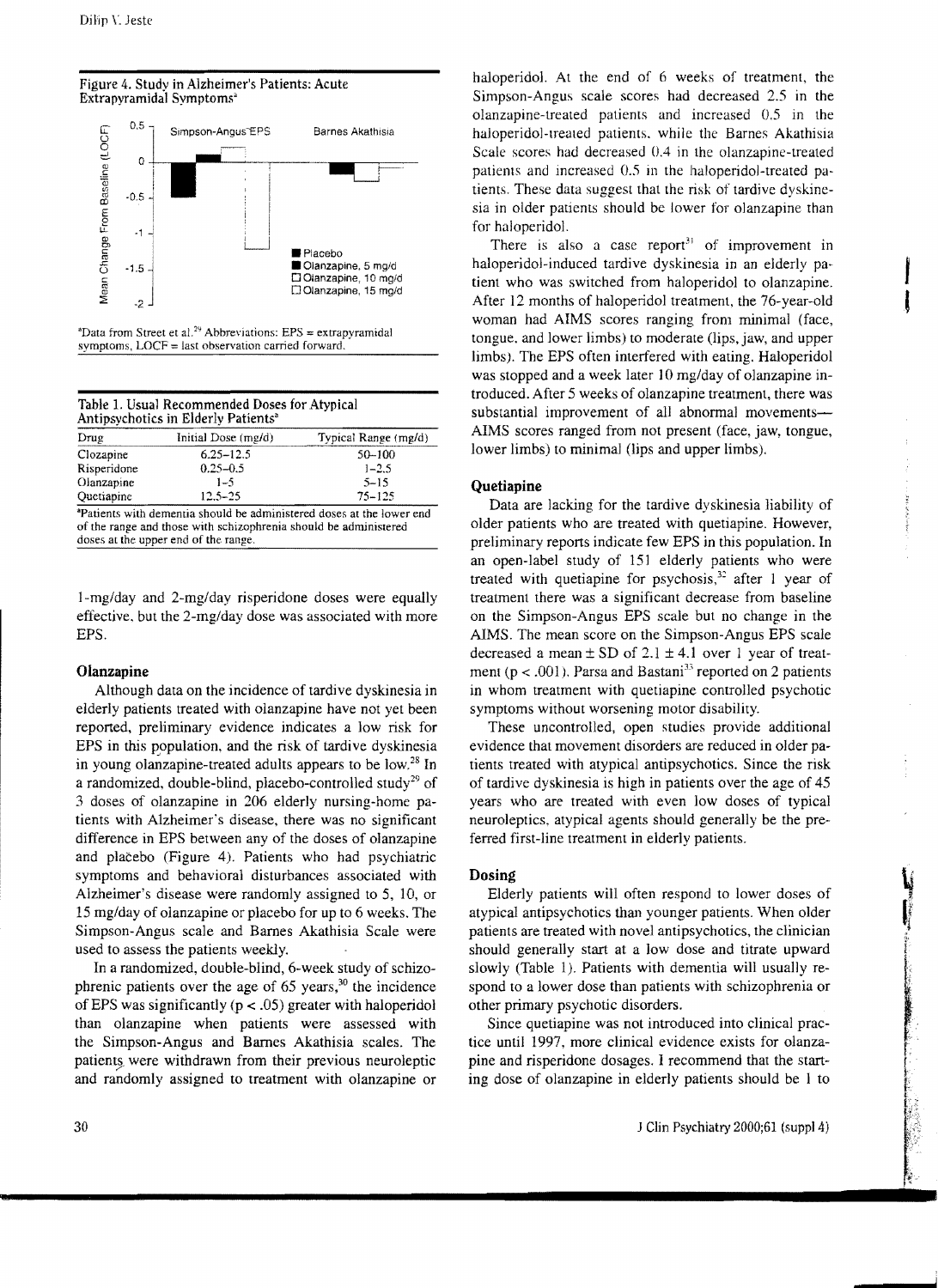Figure 4. Study in Alzheimer's Patients: Acute Extrapyramidal Symptoms[a]

[a]Data from Street et al.[29] Abbreviations: EPS = extrapyramidal symptoms, LOCF = last observation carried forward.

Table 1. Usual Recommended Doses for Atypical Antipsychotics in Elderly Patients[a]

| Drug | Initial Dose (mg/d) | Typical Range (mg/d) |
|---|---|---|
| Clozapine | 6.25–12.5 | 50–100 |
| Risperidone | 0.25–0.5 | 1–2.5 |
| Olanzapine | 1–5 | 5–15 |
| Quetiapine | 12.5–25 | 75–125 |

[a]Patients with dementia should be administered doses at the lower end of the range and those with schizophrenia should be administered doses at the upper end of the range.

1-mg/day and 2-mg/day risperidone doses were equally effective, but the 2-mg/day dose was associated with more EPS.

### Olanzapine

Although data on the incidence of tardive dyskinesia in elderly patients treated with olanzapine have not yet been reported, preliminary evidence indicates a low risk for EPS in this population, and the risk of tardive dyskinesia in young olanzapine-treated adults appears to be low.[28] In a randomized, double-blind, placebo-controlled study[29] of 3 doses of olanzapine in 206 elderly nursing-home patients with Alzheimer's disease, there was no significant difference in EPS between any of the doses of olanzapine and placebo (Figure 4). Patients who had psychiatric symptoms and behavioral disturbances associated with Alzheimer's disease were randomly assigned to 5, 10, or 15 mg/day of olanzapine or placebo for up to 6 weeks. The Simpson-Angus scale and Barnes Akathisia Scale were used to assess the patients weekly.

In a randomized, double-blind, 6-week study of schizophrenic patients over the age of 65 years,[30] the incidence of EPS was significantly ($p < .05$) greater with haloperidol than olanzapine when patients were assessed with the Simpson-Angus and Barnes Akathisia scales. The patients were withdrawn from their previous neuroleptic and randomly assigned to treatment with olanzapine or haloperidol. At the end of 6 weeks of treatment, the Simpson-Angus scale scores had decreased 2.5 in the olanzapine-treated patients and increased 0.5 in the haloperidol-treated patients, while the Barnes Akathisia Scale scores had decreased 0.4 in the olanzapine-treated patients and increased 0.5 in the haloperidol-treated patients. These data suggest that the risk of tardive dyskinesia in older patients should be lower for olanzapine than for haloperidol.

There is also a case report[31] of improvement in haloperidol-induced tardive dyskinesia in an elderly patient who was switched from haloperidol to olanzapine. After 12 months of haloperidol treatment, the 76-year-old woman had AIMS scores ranging from minimal (face, tongue, and lower limbs) to moderate (lips, jaw, and upper limbs). The EPS often interfered with eating. Haloperidol was stopped and a week later 10 mg/day of olanzapine introduced. After 5 weeks of olanzapine treatment, there was substantial improvement of all abnormal movements—AIMS scores ranged from not present (face, jaw, tongue, lower limbs) to minimal (lips and upper limbs).

### Quetiapine

Data are lacking for the tardive dyskinesia liability of older patients who are treated with quetiapine. However, preliminary reports indicate few EPS in this population. In an open-label study of 151 elderly patients who were treated with quetiapine for psychosis,[32] after 1 year of treatment there was a significant decrease from baseline on the Simpson-Angus EPS scale but no change in the AIMS. The mean score on the Simpson-Angus EPS scale decreased a mean ± SD of $2.1 \pm 4.1$ over 1 year of treatment ($p < .001$). Parsa and Bastani[33] reported on 2 patients in whom treatment with quetiapine controlled psychotic symptoms without worsening motor disability.

These uncontrolled, open studies provide additional evidence that movement disorders are reduced in older patients treated with atypical antipsychotics. Since the risk of tardive dyskinesia is high in patients over the age of 45 years who are treated with even low doses of typical neuroleptics, atypical agents should generally be the preferred first-line treatment in elderly patients.

### Dosing

Elderly patients will often respond to lower doses of atypical antipsychotics than younger patients. When older patients are treated with novel antipsychotics, the clinician should generally start at a low dose and titrate upward slowly (Table 1). Patients with dementia will usually respond to a lower dose than patients with schizophrenia or other primary psychotic disorders.

Since quetiapine was not introduced into clinical practice until 1997, more clinical evidence exists for olanzapine and risperidone dosages. I recommend that the starting dose of olanzapine in elderly patients should be 1 to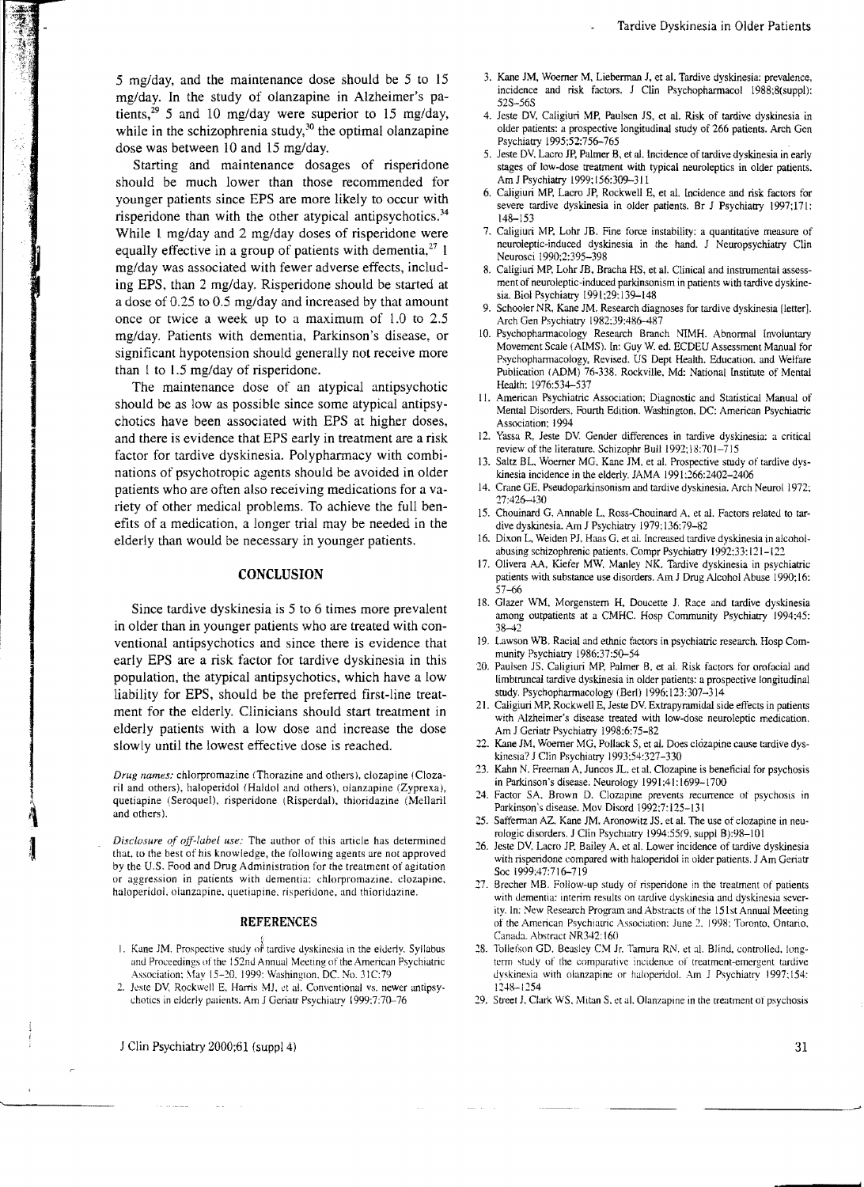5 mg/day, and the maintenance dose should be 5 to 15 mg/day. In the study of olanzapine in Alzheimer's patients,[29] 5 and 10 mg/day were superior to 15 mg/day, while in the schizophrenia study,[30] the optimal olanzapine dose was between 10 and 15 mg/day.

Starting and maintenance dosages of risperidone should be much lower than those recommended for younger patients since EPS are more likely to occur with risperidone than with the other atypical antipsychotics.[34] While 1 mg/day and 2 mg/day doses of risperidone were equally effective in a group of patients with dementia,[27] 1 mg/day was associated with fewer adverse effects, including EPS, than 2 mg/day. Risperidone should be started at a dose of 0.25 to 0.5 mg/day and increased by that amount once or twice a week up to a maximum of 1.0 to 2.5 mg/day. Patients with dementia, Parkinson's disease, or significant hypotension should generally not receive more than 1 to 1.5 mg/day of risperidone.

The maintenance dose of an atypical antipsychotic should be as low as possible since some atypical antipsychotics have been associated with EPS at higher doses, and there is evidence that EPS early in treatment are a risk factor for tardive dyskinesia. Polypharmacy with combinations of psychotropic agents should be avoided in older patients who are often also receiving medications for a variety of other medical problems. To achieve the full benefits of a medication, a longer trial may be needed in the elderly than would be necessary in younger patients.

## CONCLUSION

Since tardive dyskinesia is 5 to 6 times more prevalent in older than in younger patients who are treated with conventional antipsychotics and since there is evidence that early EPS are a risk factor for tardive dyskinesia in this population, the atypical antipsychotics, which have a low liability for EPS, should be the preferred first-line treatment for the elderly. Clinicians should start treatment in elderly patients with a low dose and increase the dose slowly until the lowest effective dose is reached.

*Drug names:* chlorpromazine (Thorazine and others), clozapine (Clozaril and others), haloperidol (Haldol and others), olanzapine (Zyprexa), quetiapine (Seroquel), risperidone (Risperdal), thioridazine (Mellaril and others).

*Disclosure of off-label use:* The author of this article has determined that, to the best of his knowledge, the following agents are not approved by the U.S. Food and Drug Administration for the treatment of agitation or aggression in patients with dementia: chlorpromazine, clozapine, haloperidol, olanzapine, quetiapine, risperidone, and thioridazine.

## REFERENCES

1. Kane JM. Prospective study of tardive dyskinesia in the elderly. Syllabus and Proceedings of the 152nd Annual Meeting of the American Psychiatric Association; May 15–20, 1999; Washington, DC. No. 31C:79
2. Jeste DV, Rockwell E, Harris MJ, et al. Conventional vs. newer antipsychotics in elderly patients. Am J Geriatr Psychiatry 1999;7:70–76
3. Kane JM, Woerner M, Lieberman J, et al. Tardive dyskinesia: prevalence, incidence and risk factors. J Clin Psychopharmacol 1988;8(suppl):52S–56S
4. Jeste DV, Caligiuri MP, Paulsen JS, et al. Risk of tardive dyskinesia in older patients: a prospective longitudinal study of 266 patients. Arch Gen Psychiatry 1995;52:756–765
5. Jeste DV, Lacro JP, Palmer B, et al. Incidence of tardive dyskinesia in early stages of low-dose treatment with typical neuroleptics in older patients. Am J Psychiatry 1999;156:309–311
6. Caligiuri MP, Lacro JP, Rockwell E, et al. Incidence and risk factors for severe tardive dyskinesia in older patients. Br J Psychiatry 1997;171:148–153
7. Caligiuri MP, Lohr JB. Fine force instability: a quantitative measure of neuroleptic-induced dyskinesia in the hand. J Neuropsychiatry Clin Neurosci 1990;2:395–398
8. Caligiuri MP, Lohr JB, Bracha HS, et al. Clinical and instrumental assessment of neuroleptic-induced parkinsonism in patients with tardive dyskinesia. Biol Psychiatry 1991;29:139–148
9. Schooler NR, Kane JM. Research diagnoses for tardive dyskinesia [letter]. Arch Gen Psychiatry 1982;39:486–487
10. Psychopharmacology Research Branch NIMH. Abnormal Involuntary Movement Scale (AIMS). In: Guy W, ed. ECDEU Assessment Manual for Psychopharmacology, Revised. US Dept Health, Education, and Welfare Publication (ADM) 76-338. Rockville, Md: National Institute of Mental Health; 1976:534–537
11. American Psychiatric Association; Diagnostic and Statistical Manual of Mental Disorders, Fourth Edition. Washington, DC: American Psychiatric Association; 1994
12. Yassa R, Jeste DV. Gender differences in tardive dyskinesia: a critical review of the literature. Schizophr Bull 1992;18:701–715
13. Saltz BL, Woerner MG, Kane JM, et al. Prospective study of tardive dyskinesia incidence in the elderly. JAMA 1991;266:2402–2406
14. Crane GE. Pseudoparkinsonism and tardive dyskinesia. Arch Neurol 1972;27:426–430
15. Chouinard G, Annable L, Ross-Chouinard A, et al. Factors related to tardive dyskinesia. Am J Psychiatry 1979;136:79–82
16. Dixon L, Weiden PJ, Haas G, et al. Increased tardive dyskinesia in alcohol-abusing schizophrenic patients. Compr Psychiatry 1992;33:121–122
17. Olivera AA, Kiefer MW, Manley NK. Tardive dyskinesia in psychiatric patients with substance use disorders. Am J Drug Alcohol Abuse 1990;16:57–66
18. Glazer WM, Morgenstern H, Doucette J. Race and tardive dyskinesia among outpatients at a CMHC. Hosp Community Psychiatry 1994;45:38–42
19. Lawson WB. Racial and ethnic factors in psychiatric research. Hosp Community Psychiatry 1986;37:50–54
20. Paulsen JS, Caligiuri MP, Palmer B, et al. Risk factors for orofacial and limbtruncal tardive dyskinesia in older patients: a prospective longitudinal study. Psychopharmacology (Berl) 1996;123:307–314
21. Caligiuri MP, Rockwell E, Jeste DV. Extrapyramidal side effects in patients with Alzheimer's disease treated with low-dose neuroleptic medication. Am J Geriatr Psychiatry 1998;6:75–82
22. Kane JM, Woerner MG, Pollack S, et al. Does clozapine cause tardive dyskinesia? J Clin Psychiatry 1993;54:327–330
23. Kahn N, Freeman A, Juncos JL, et al. Clozapine is beneficial for psychosis in Parkinson's disease. Neurology 1991;41:1699–1700
24. Factor SA, Brown D. Clozapine prevents recurrence of psychosis in Parkinson's disease. Mov Disord 1992;7:125–131
25. Safferman AZ, Kane JM, Aronowitz JS, et al. The use of clozapine in neurologic disorders. J Clin Psychiatry 1994;55(9, suppl B):98–101
26. Jeste DV, Lacro JP, Bailey A, et al. Lower incidence of tardive dyskinesia with risperidone compared with haloperidol in older patients. J Am Geriatr Soc 1999;47:716–719
27. Brecher MB. Follow-up study of risperidone in the treatment of patients with dementia: interim results on tardive dyskinesia and dyskinesia severity. In: New Research Program and Abstracts of the 151st Annual Meeting of the American Psychiatric Association; June 2, 1998; Toronto, Ontario, Canada. Abstract NR342:160
28. Tollefson GD, Beasley CM Jr, Tamura RN, et al. Blind, controlled, long-term study of the comparative incidence of treatment-emergent tardive dyskinesia with olanzapine or haloperidol. Am J Psychiatry 1997;154:1248–1254
29. Street J, Clark WS, Mitan S, et al. Olanzapine in the treatment of psychosis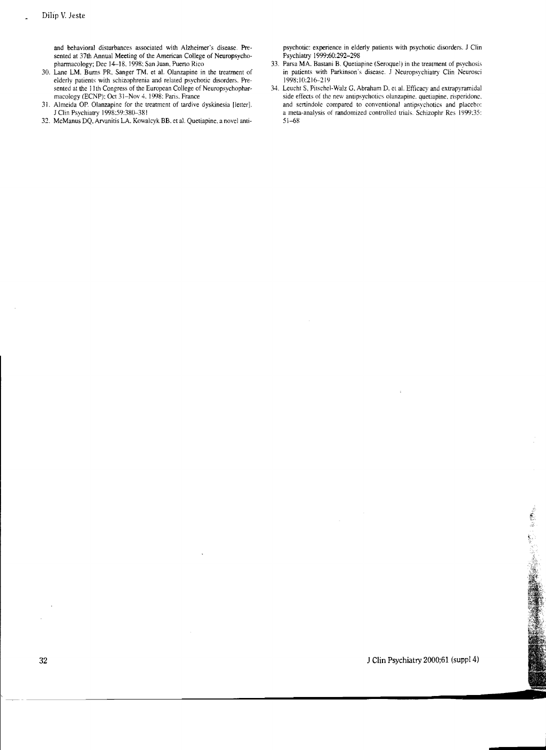and behavioral disturbances associated with Alzheimer's disease. Presented at 37th Annual Meeting of the American College of Neuropsychopharmacology; Dec 14–18, 1998; San Juan, Puerto Rico

30. Lane LM, Burns PR, Sanger TM, et al. Olanzapine in the treatment of elderly patients with schizophrenia and related psychotic disorders. Presented at the 11th Congress of the European College of Neuropsychopharmacology (ECNP); Oct 31–Nov 4, 1998; Paris, France
31. Almeida OP. Olanzapine for the treatment of tardive dyskinesia [letter]. J Clin Psychiatry 1998;59:380–381
32. McManus DQ, Arvanitis LA, Kowalcyk BB, et al. Quetiapine, a novel antipsychotic: experience in elderly patients with psychotic disorders. J Clin Psychiatry 1999;60:292–298
33. Parsa MA, Bastani B. Quetiapine (Seroquel) in the treatment of psychosis in patients with Parkinson's disease. J Neuropsychiatry Clin Neurosci 1998;10:216–219
34. Leucht S, Pitschel-Walz G, Abraham D, et al. Efficacy and extrapyramidal side effects of the new antipsychotics olanzapine, quetiapine, risperidone, and sertindole compared to conventional antipsychotics and placebo: a meta-analysis of randomized controlled trials. Schizophr Res 1999;35:51–68